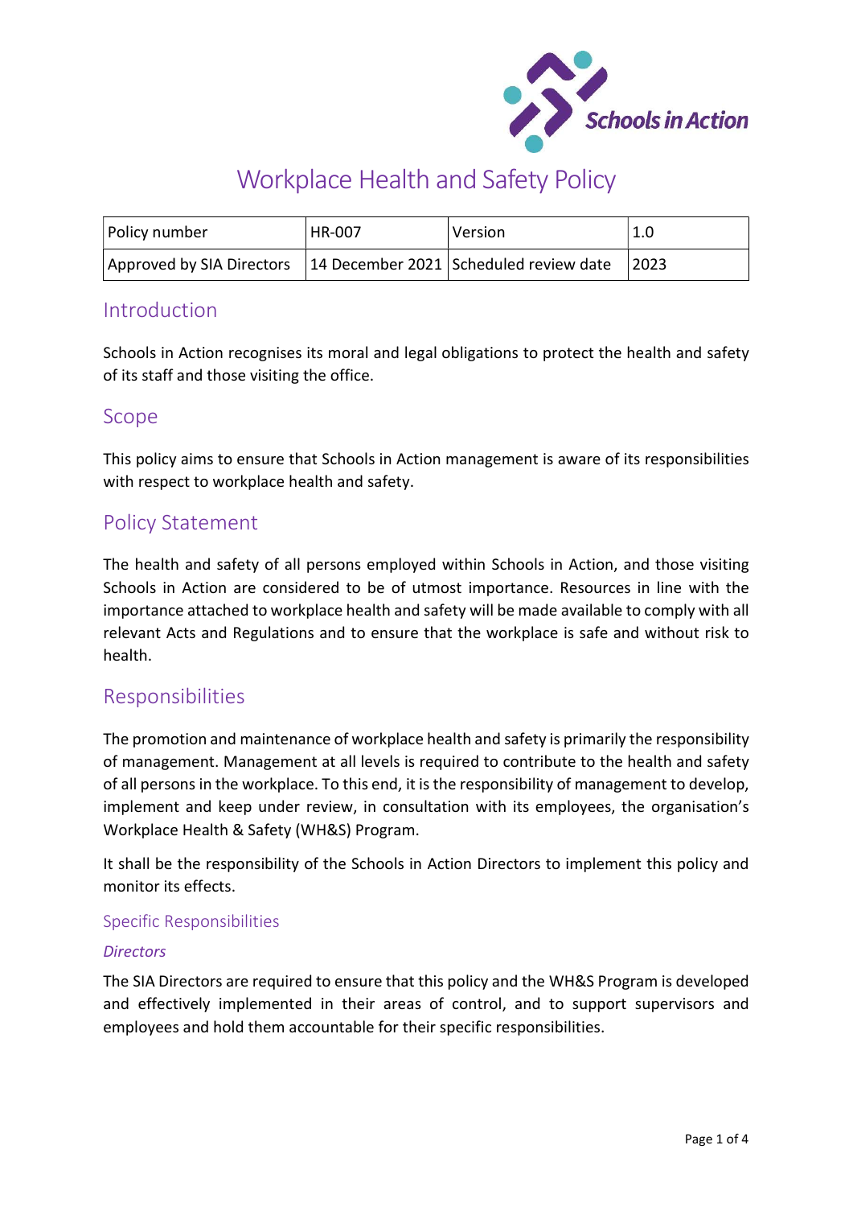# Workplace Health and Safety Policy

| Policy number | HR-007 | Version | 1.0 |
|---|---|---|---|
| Approved by SIA Directors | 14 December 2021 | Scheduled review date | 2023 |

## Introduction

Schools in Action recognises its moral and legal obligations to protect the health and safety of its staff and those visiting the office.

## Scope

This policy aims to ensure that Schools in Action management is aware of its responsibilities with respect to workplace health and safety.

## Policy Statement

The health and safety of all persons employed within Schools in Action, and those visiting Schools in Action are considered to be of utmost importance. Resources in line with the importance attached to workplace health and safety will be made available to comply with all relevant Acts and Regulations and to ensure that the workplace is safe and without risk to health.

## Responsibilities

The promotion and maintenance of workplace health and safety is primarily the responsibility of management. Management at all levels is required to contribute to the health and safety of all persons in the workplace. To this end, it is the responsibility of management to develop, implement and keep under review, in consultation with its employees, the organisation's Workplace Health & Safety (WH&S) Program.

It shall be the responsibility of the Schools in Action Directors to implement this policy and monitor its effects.

### Specific Responsibilities

#### *Directors*

The SIA Directors are required to ensure that this policy and the WH&S Program is developed and effectively implemented in their areas of control, and to support supervisors and employees and hold them accountable for their specific responsibilities.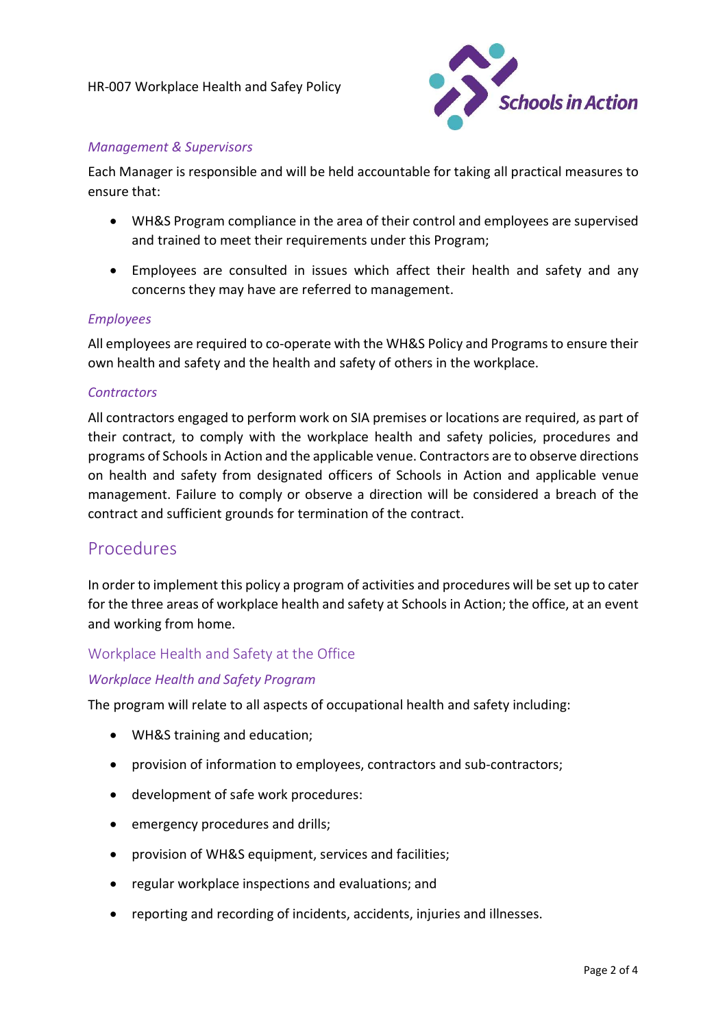*Management & Supervisors*

Each Manager is responsible and will be held accountable for taking all practical measures to ensure that:

- WH&S Program compliance in the area of their control and employees are supervised and trained to meet their requirements under this Program;
- Employees are consulted in issues which affect their health and safety and any concerns they may have are referred to management.

*Employees*

All employees are required to co-operate with the WH&S Policy and Programs to ensure their own health and safety and the health and safety of others in the workplace.

*Contractors*

All contractors engaged to perform work on SIA premises or locations are required, as part of their contract, to comply with the workplace health and safety policies, procedures and programs of Schools in Action and the applicable venue. Contractors are to observe directions on health and safety from designated officers of Schools in Action and applicable venue management. Failure to comply or observe a direction will be considered a breach of the contract and sufficient grounds for termination of the contract.

## Procedures

In order to implement this policy a program of activities and procedures will be set up to cater for the three areas of workplace health and safety at Schools in Action; the office, at an event and working from home.

### Workplace Health and Safety at the Office

*Workplace Health and Safety Program*

The program will relate to all aspects of occupational health and safety including:

- WH&S training and education;
- provision of information to employees, contractors and sub-contractors;
- development of safe work procedures:
- emergency procedures and drills;
- provision of WH&S equipment, services and facilities;
- regular workplace inspections and evaluations; and
- reporting and recording of incidents, accidents, injuries and illnesses.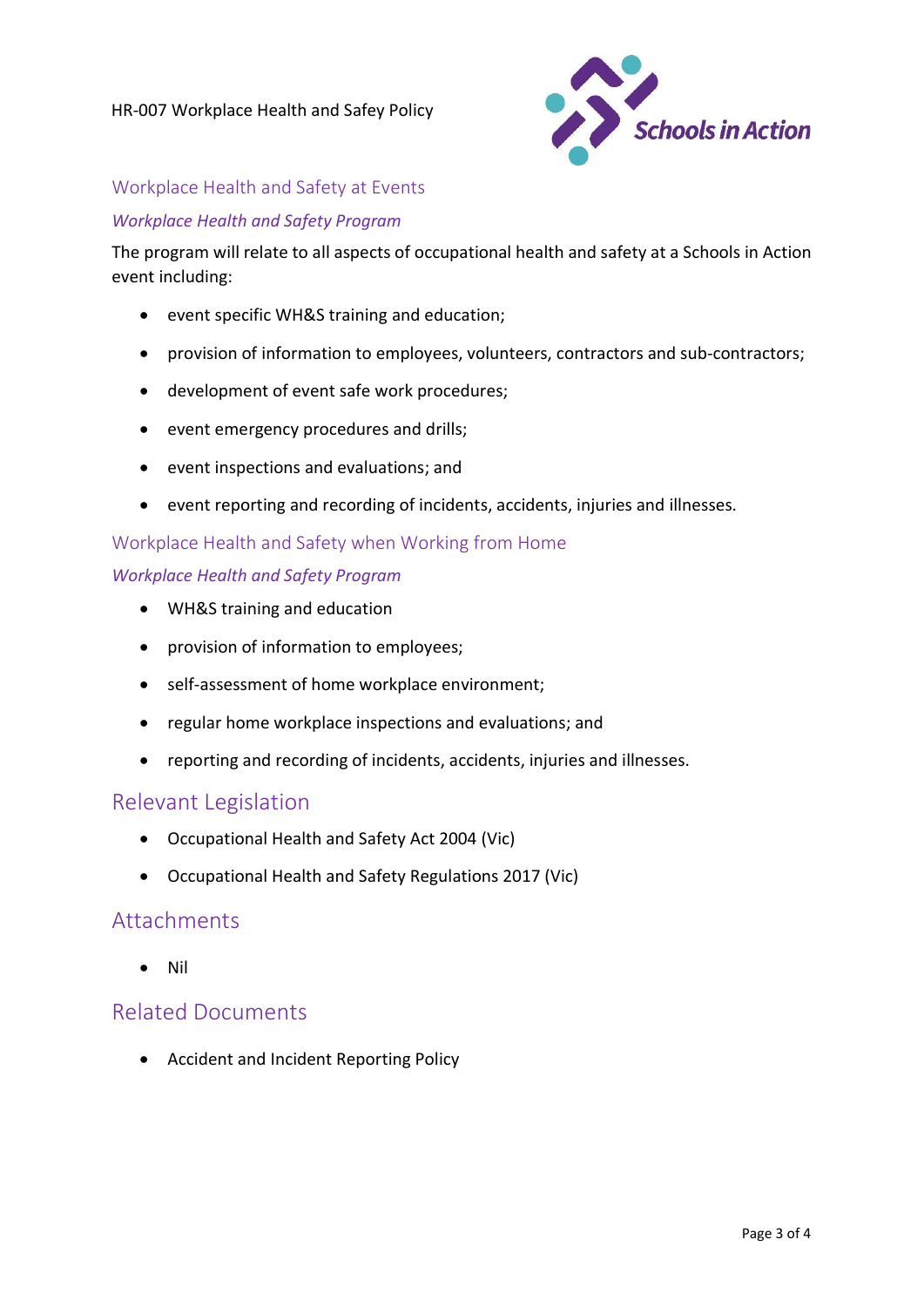### Workplace Health and Safety at Events

#### *Workplace Health and Safety Program*

The program will relate to all aspects of occupational health and safety at a Schools in Action event including:

- event specific WH&S training and education;
- provision of information to employees, volunteers, contractors and sub-contractors;
- development of event safe work procedures;
- event emergency procedures and drills;
- event inspections and evaluations; and
- event reporting and recording of incidents, accidents, injuries and illnesses.

### Workplace Health and Safety when Working from Home

#### *Workplace Health and Safety Program*

- WH&S training and education
- provision of information to employees;
- self-assessment of home workplace environment;
- regular home workplace inspections and evaluations; and
- reporting and recording of incidents, accidents, injuries and illnesses.

## Relevant Legislation

- Occupational Health and Safety Act 2004 (Vic)
- Occupational Health and Safety Regulations 2017 (Vic)

## Attachments

- Nil

## Related Documents

- Accident and Incident Reporting Policy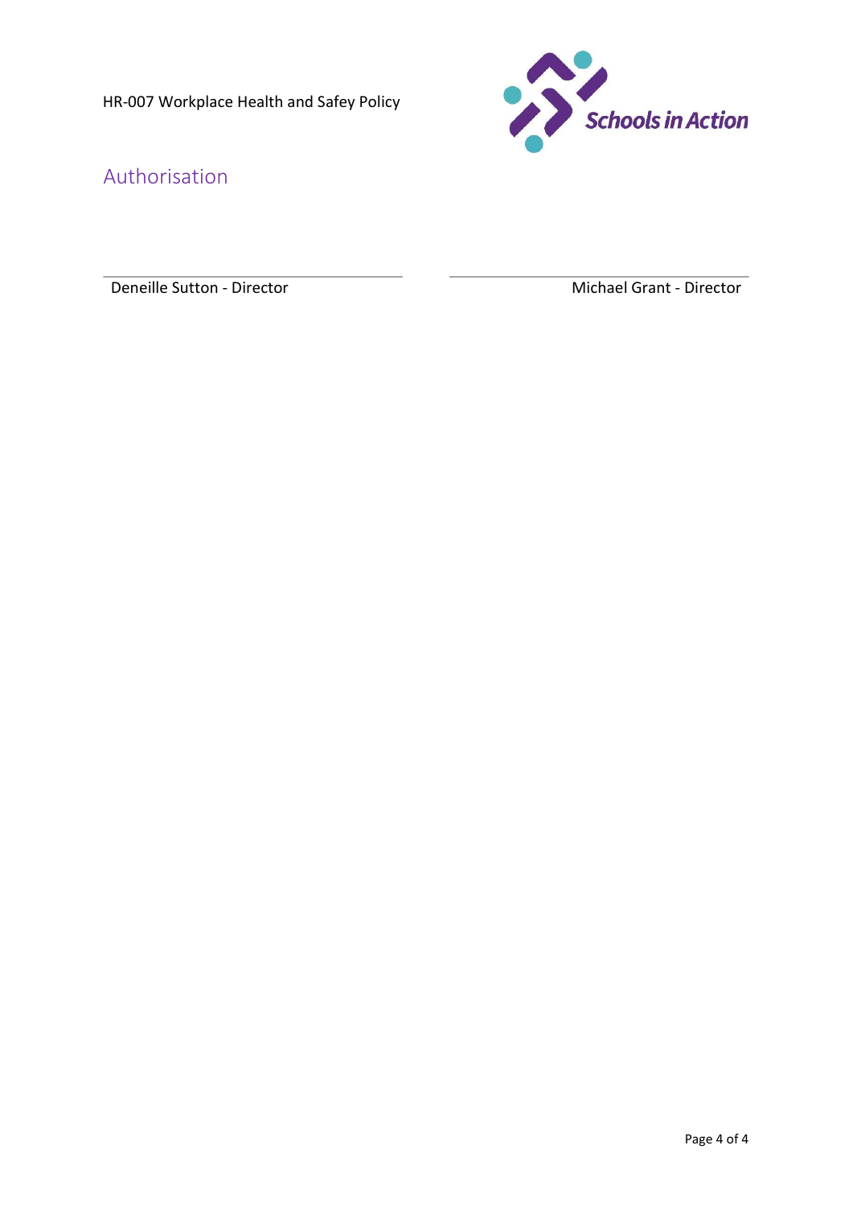## Authorisation

| | |
|---|---|
| Deneille Sutton - Director | Michael Grant - Director |